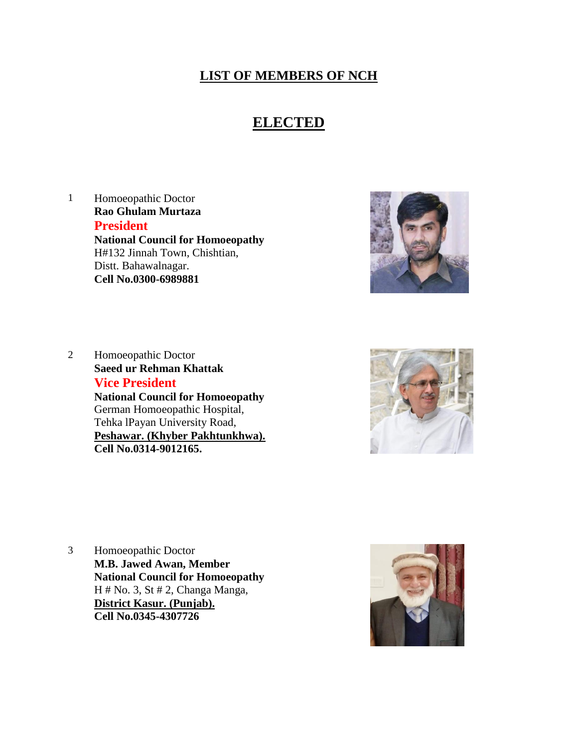# LIST OF MEMBERS OF NCH

## ELECTED

1. Homoeopathic Doctor
   **Rao Ghulam Murtaza**
   **President**
   **National Council for Homoeopathy**
   H#132 Jinnah Town, Chishtian,
   Distt. Bahawalnagar.
   **Cell No.0300-6989881**

2. Homoeopathic Doctor
   **Saeed ur Rehman Khattak**
   **Vice President**
   **National Council for Homoeopathy**
   German Homoeopathic Hospital,
   Tehka lPayan University Road,
   **Peshawar. (Khyber Pakhtunkhwa).**
   **Cell No.0314-9012165.**

3. Homoeopathic Doctor
   **M.B. Jawed Awan, Member**
   **National Council for Homoeopathy**
   H # No. 3, St # 2, Changa Manga,
   **District Kasur. (Punjab).**
   **Cell No.0345-4307726**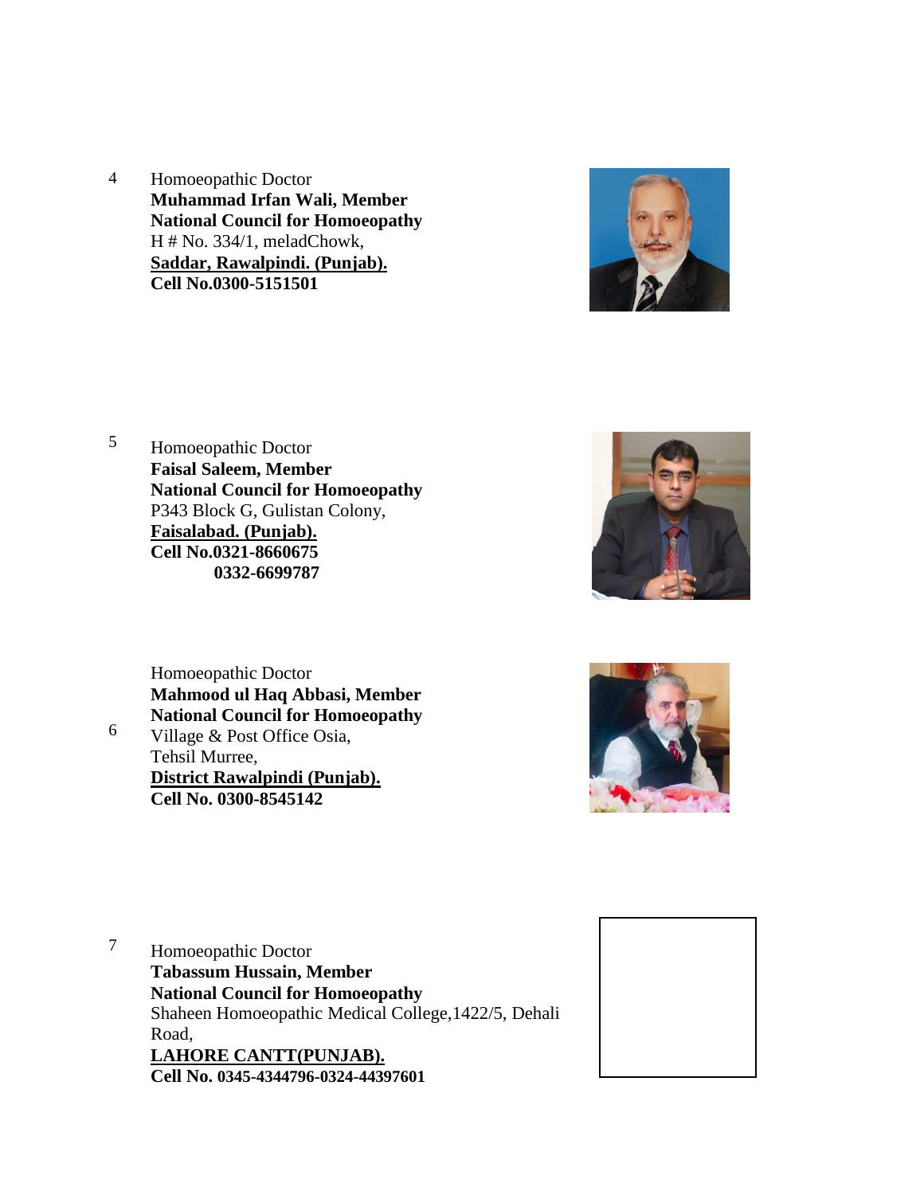4 Homoeopathic Doctor
**Muhammad Irfan Wali, Member**
**National Council for Homoeopathy**
H # No. 334/1, meladChowk,
**Saddar, Rawalpindi. (Punjab).**
**Cell No.0300-5151501**

5 Homoeopathic Doctor
**Faisal Saleem, Member**
**National Council for Homoeopathy**
P343 Block G, Gulistan Colony,
**Faisalabad. (Punjab).**
**Cell No.0321-8660675**
**0332-6699787**

6 Homoeopathic Doctor
**Mahmood ul Haq Abbasi, Member**
**National Council for Homoeopathy**
Village & Post Office Osia,
Tehsil Murree,
**District Rawalpindi (Punjab).**
**Cell No. 0300-8545142**

7 Homoeopathic Doctor
**Tabassum Hussain, Member**
**National Council for Homoeopathy**
Shaheen Homoeopathic Medical College,1422/5, Dehali Road,
**LAHORE CANTT(PUNJAB).**
**Cell No. 0345-4344796-0324-44397601**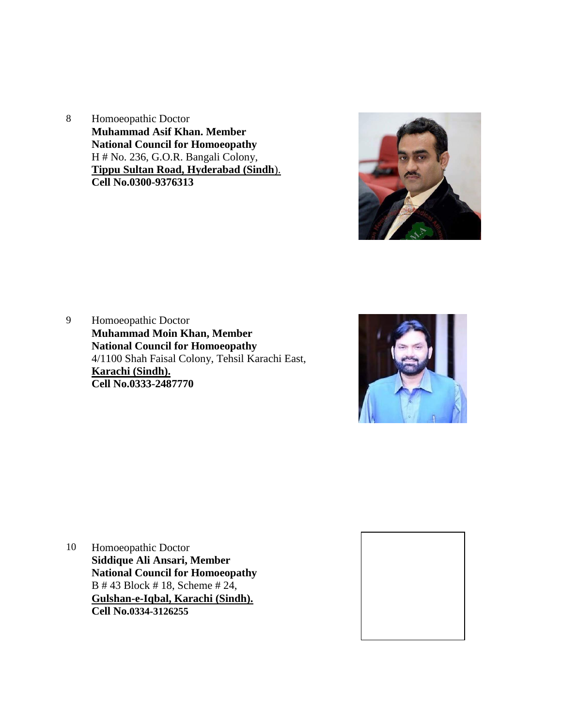8 Homoeopathic Doctor
**Muhammad Asif Khan. Member**
**National Council for Homoeopathy**
H # No. 236, G.O.R. Bangali Colony,
**Tippu Sultan Road, Hyderabad (Sindh**).
**Cell No.0300-9376313**

9 Homoeopathic Doctor
**Muhammad Moin Khan, Member**
**National Council for Homoeopathy**
4/1100 Shah Faisal Colony, Tehsil Karachi East,
**Karachi (Sindh).**
**Cell No.0333-2487770**

10 Homoeopathic Doctor
**Siddique Ali Ansari, Member**
**National Council for Homoeopathy**
B # 43 Block # 18, Scheme # 24,
**Gulshan-e-Iqbal, Karachi (Sindh).**
**Cell No.0334-3126255**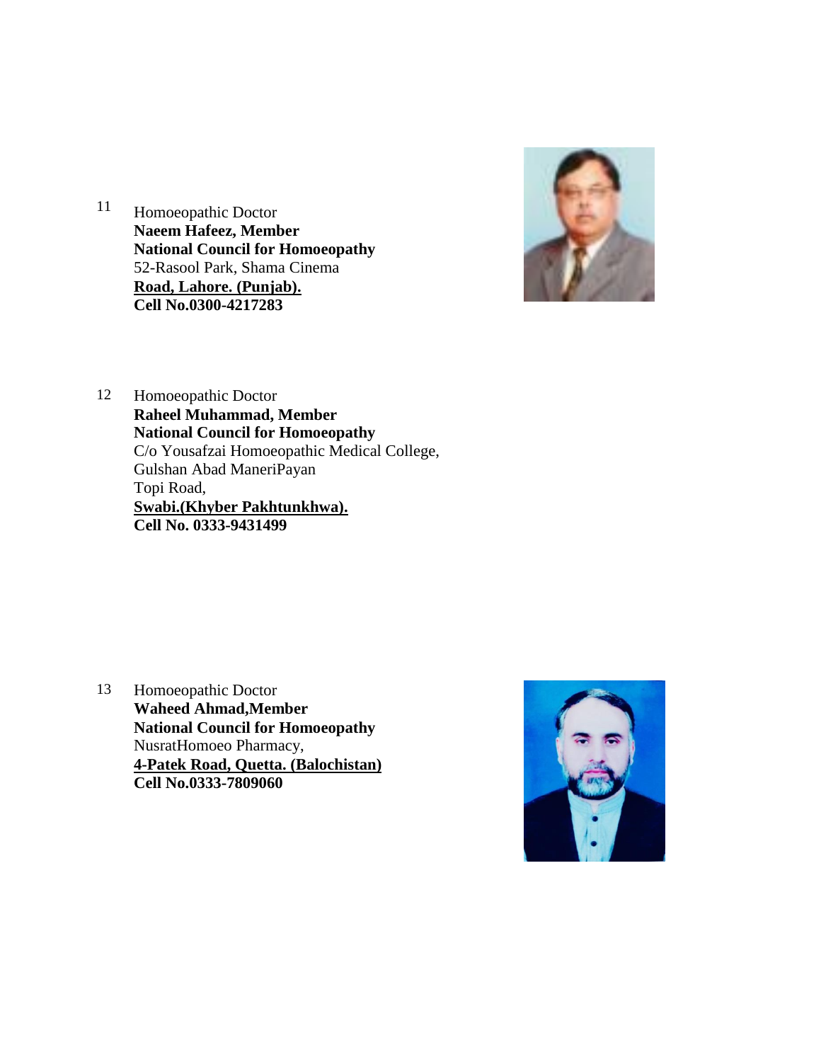11 Homoeopathic Doctor
**Naeem Hafeez, Member**
**National Council for Homoeopathy**
52-Rasool Park, Shama Cinema
**Road, Lahore. (Punjab).**
**Cell No.0300-4217283**

12 Homoeopathic Doctor
**Raheel Muhammad, Member**
**National Council for Homoeopathy**
C/o Yousafzai Homoeopathic Medical College,
Gulshan Abad ManeriPayan
Topi Road,
**Swabi.(Khyber Pakhtunkhwa).**
**Cell No. 0333-9431499**

13 Homoeopathic Doctor
**Waheed Ahmad,Member**
**National Council for Homoeopathy**
NusratHomoeo Pharmacy,
**4-Patek Road, Quetta. (Balochistan)**
**Cell No.0333-7809060**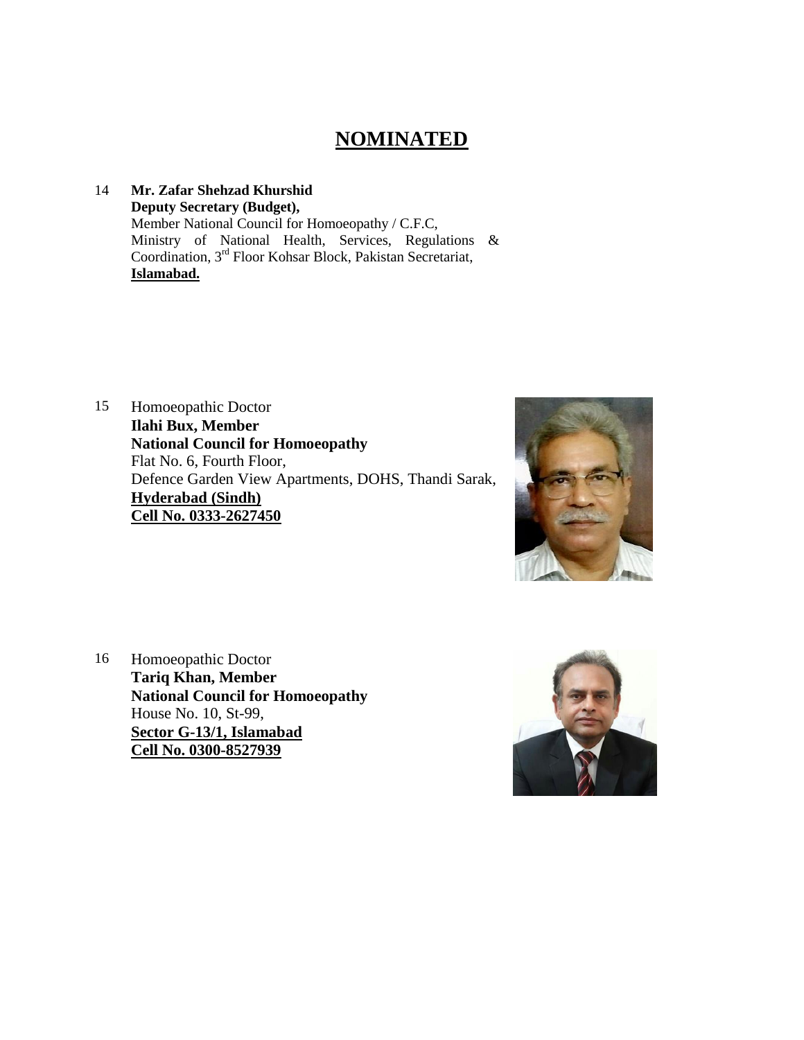# NOMINATED

14 **Mr. Zafar Shehzad Khurshid**
**Deputy Secretary (Budget),**
Member National Council for Homoeopathy / C.F.C,
Ministry of National Health, Services, Regulations & Coordination, 3rd Floor Kohsar Block, Pakistan Secretariat,
**Islamabad.**

15 Homoeopathic Doctor
**Ilahi Bux, Member**
**National Council for Homoeopathy**
Flat No. 6, Fourth Floor,
Defence Garden View Apartments, DOHS, Thandi Sarak,
**Hyderabad (Sindh)**
**Cell No. 0333-2627450**

16 Homoeopathic Doctor
**Tariq Khan, Member**
**National Council for Homoeopathy**
House No. 10, St-99,
**Sector G-13/1, Islamabad**
**Cell No. 0300-8527939**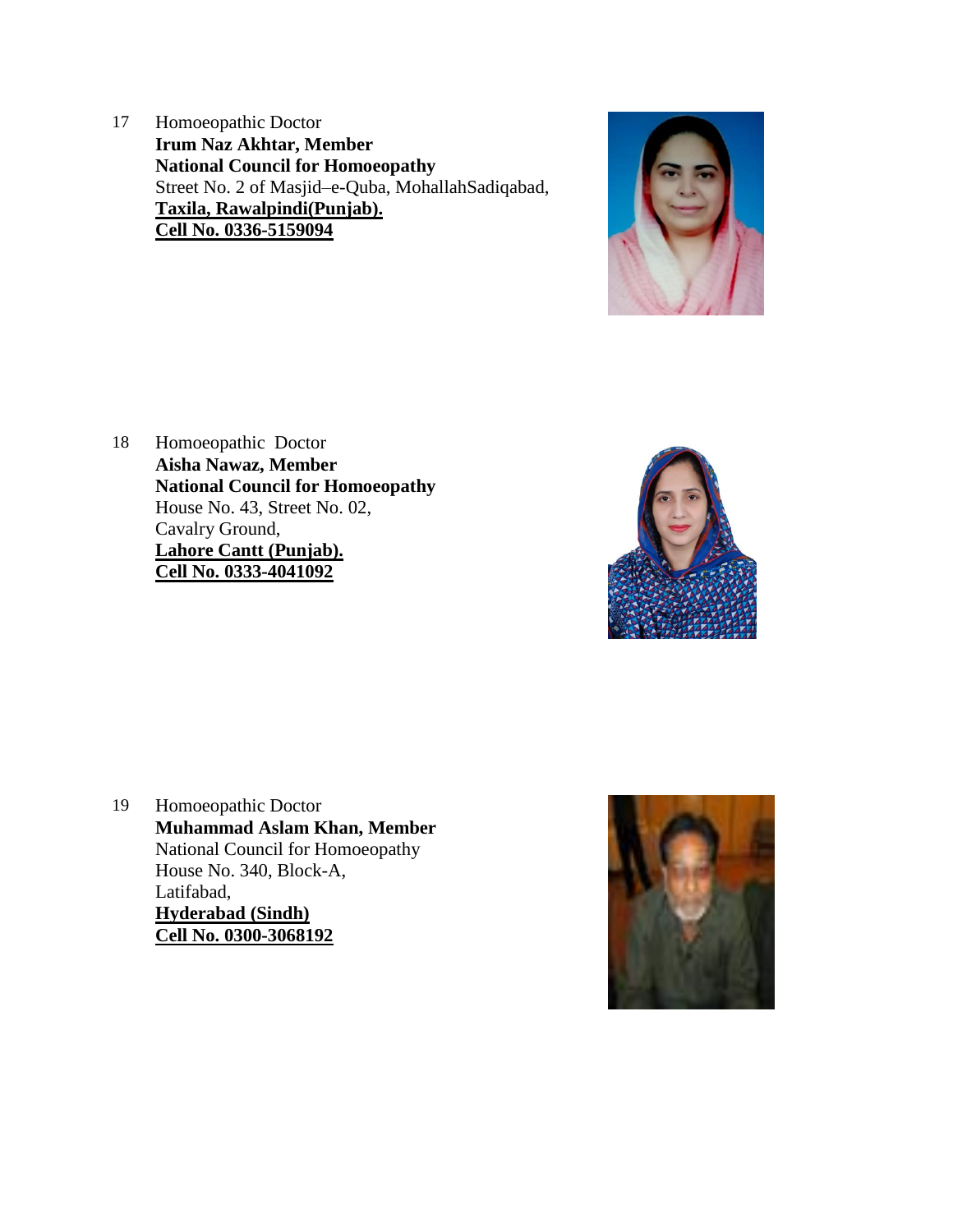17 Homoeopathic Doctor
**Irum Naz Akhtar, Member**
**National Council for Homoeopathy**
Street No. 2 of Masjid–e-Quba, MohallahSadiqabad,
**Taxila, Rawalpindi(Punjab).**
**Cell No. 0336-5159094**

18 Homoeopathic Doctor
**Aisha Nawaz, Member**
**National Council for Homoeopathy**
House No. 43, Street No. 02,
Cavalry Ground,
**Lahore Cantt (Punjab).**
**Cell No. 0333-4041092**

19 Homoeopathic Doctor
**Muhammad Aslam Khan, Member**
National Council for Homoeopathy
House No. 340, Block-A,
Latifabad,
**Hyderabad (Sindh)**
**Cell No. 0300-3068192**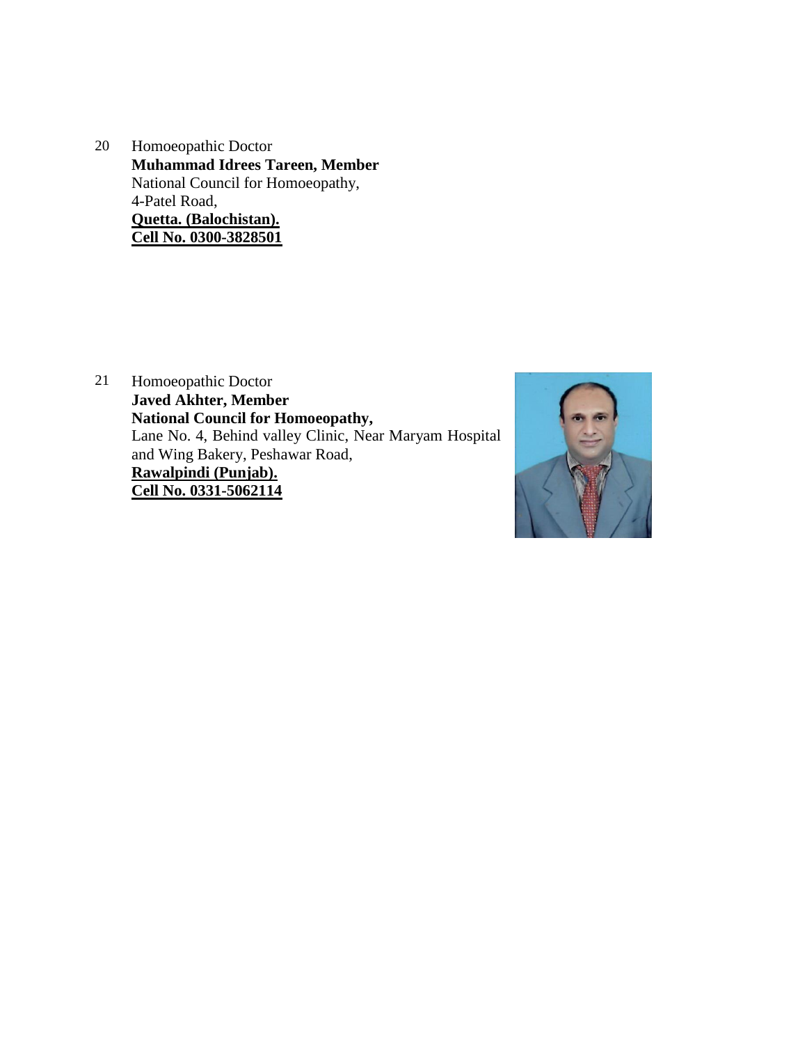20 Homoeopathic Doctor
**Muhammad Idrees Tareen, Member**
National Council for Homoeopathy,
4-Patel Road,
**Quetta. (Balochistan).**
**Cell No. 0300-3828501**

21 Homoeopathic Doctor
**Javed Akhter, Member**
**National Council for Homoeopathy,**
Lane No. 4, Behind valley Clinic, Near Maryam Hospital and Wing Bakery, Peshawar Road,
**Rawalpindi (Punjab).**
**Cell No. 0331-5062114**